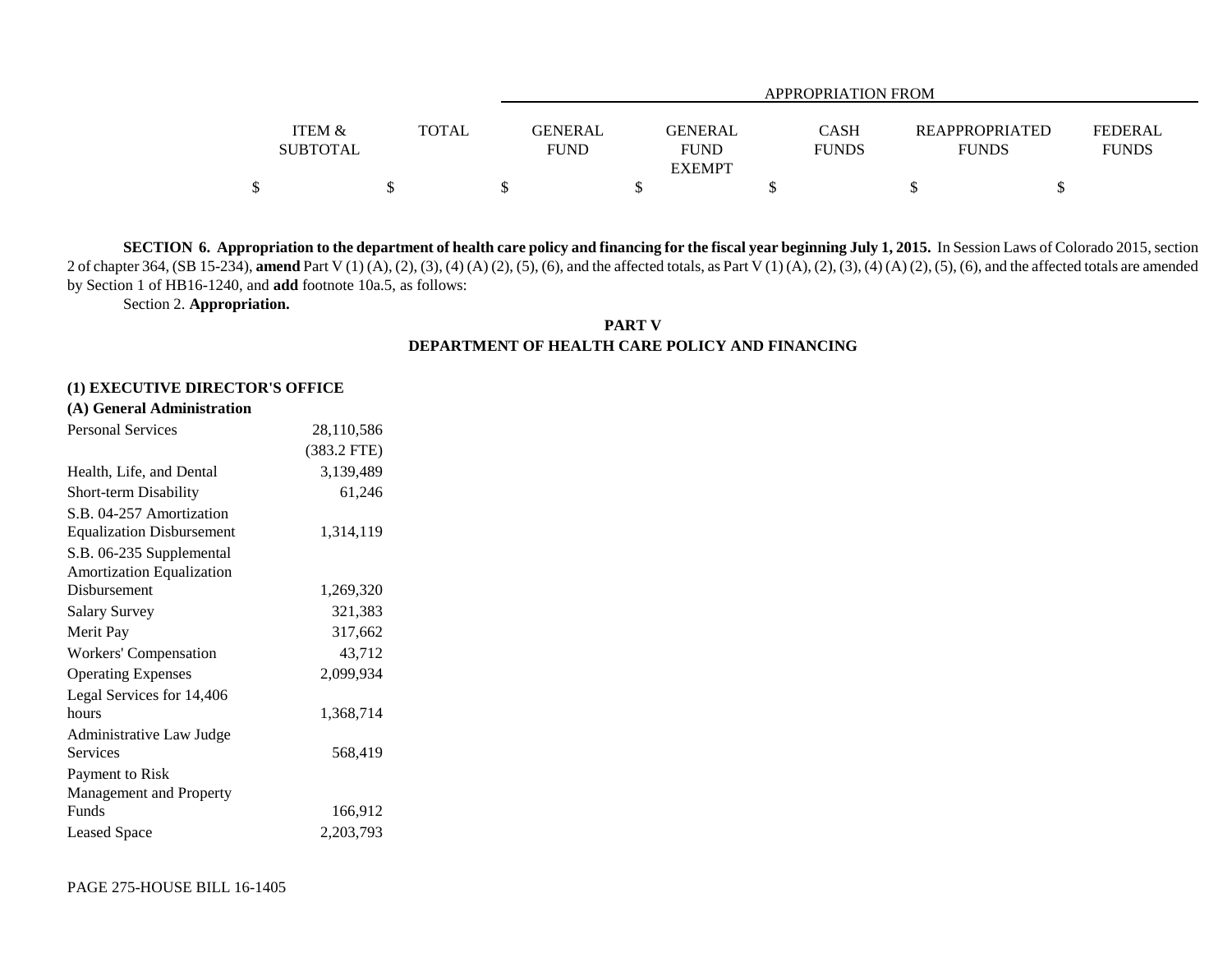| | ITEM & SUBTOTAL | TOTAL | GENERAL FUND | GENERAL FUND EXEMPT | CASH FUNDS | REAPPROPRIATED FUNDS | FEDERAL FUNDS |
|---|---|---|---|---|---|---|---|
| | | | APPROPRIATION FROM | | | | |
| | $ | $ | $ | $ | $ | $ | $ |

**SECTION 6. Appropriation to the department of health care policy and financing for the fiscal year beginning July 1, 2015.** In Session Laws of Colorado 2015, section 2 of chapter 364, (SB 15-234), **amend** Part V (1) (A), (2), (3), (4) (A) (2), (5), (6), and the affected totals, as Part V (1) (A), (2), (3), (4) (A) (2), (5), (6), and the affected totals are amended by Section 1 of HB16-1240, and **add** footnote 10a.5, as follows:

Section 2. **Appropriation.**

**PART V**
**DEPARTMENT OF HEALTH CARE POLICY AND FINANCING**

**(1) EXECUTIVE DIRECTOR'S OFFICE**

**(A) General Administration**

| | ITEM & SUBTOTAL | TOTAL | GENERAL FUND | GENERAL FUND EXEMPT | CASH FUNDS | REAPPROPRIATED FUNDS | FEDERAL FUNDS |
|---|---|---|---|---|---|---|---|
| Personal Services | 28,110,586 | | | | | | |
| | (383.2 FTE) | | | | | | |
| Health, Life, and Dental | 3,139,489 | | | | | | |
| Short-term Disability | 61,246 | | | | | | |
| S.B. 04-257 Amortization Equalization Disbursement | 1,314,119 | | | | | | |
| S.B. 06-235 Supplemental Amortization Equalization Disbursement | 1,269,320 | | | | | | |
| Salary Survey | 321,383 | | | | | | |
| Merit Pay | 317,662 | | | | | | |
| Workers' Compensation | 43,712 | | | | | | |
| Operating Expenses | 2,099,934 | | | | | | |
| Legal Services for 14,406 hours | 1,368,714 | | | | | | |
| Administrative Law Judge Services | 568,419 | | | | | | |
| Payment to Risk Management and Property Funds | 166,912 | | | | | | |
| Leased Space | 2,203,793 | | | | | | |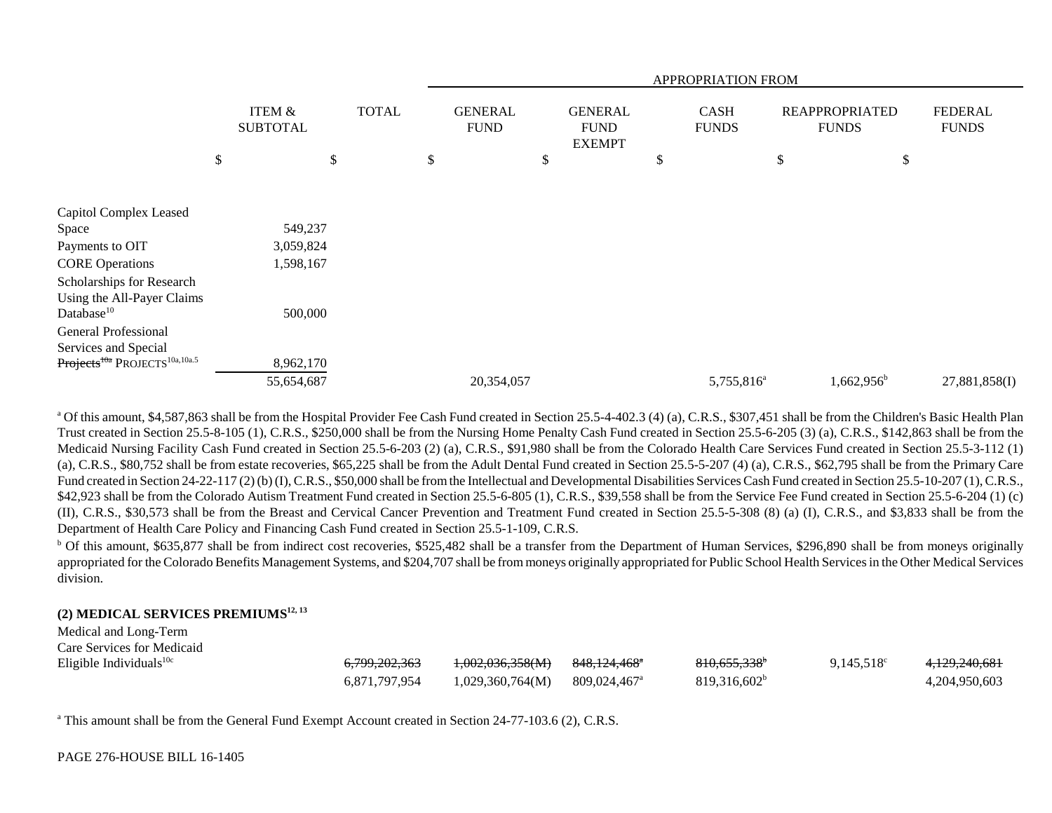| | ITEM & SUBTOTAL | TOTAL | APPROPRIATION FROM | | | | |
|---|---|---|---|---|---|---|---|
| | | | GENERAL FUND | GENERAL FUND EXEMPT | CASH FUNDS | REAPPROPRIATED FUNDS | FEDERAL FUNDS |
| | $ | $ | $ | $ | $ | $ | $ |
| Capitol Complex Leased Space | 549,237 | | | | | | |
| Payments to OIT | 3,059,824 | | | | | | |
| CORE Operations | 1,598,167 | | | | | | |
| Scholarships for Research Using the All-Payer Claims Database[10] | 500,000 | | | | | | |
| General Professional Services and Special ~~Projects[10a]~~ PROJECTS[10a,10a.5] | 8,962,170 | | | | | | |
| | 55,654,687 | | 20,354,057 | | 5,755,816[a] | 1,662,956[b] | 27,881,858(I) |

[a] Of this amount, $4,587,863 shall be from the Hospital Provider Fee Cash Fund created in Section 25.5-4-402.3 (4) (a), C.R.S., $307,451 shall be from the Children's Basic Health Plan Trust created in Section 25.5-8-105 (1), C.R.S., $250,000 shall be from the Nursing Home Penalty Cash Fund created in Section 25.5-6-205 (3) (a), C.R.S., $142,863 shall be from the Medicaid Nursing Facility Cash Fund created in Section 25.5-6-203 (2) (a), C.R.S., $91,980 shall be from the Colorado Health Care Services Fund created in Section 25.5-3-112 (1) (a), C.R.S., $80,752 shall be from estate recoveries, $65,225 shall be from the Adult Dental Fund created in Section 25.5-5-207 (4) (a), C.R.S., $62,795 shall be from the Primary Care Fund created in Section 24-22-117 (2) (b) (I), C.R.S., $50,000 shall be from the Intellectual and Developmental Disabilities Services Cash Fund created in Section 25.5-10-207 (1), C.R.S., $42,923 shall be from the Colorado Autism Treatment Fund created in Section 25.5-6-805 (1), C.R.S., $39,558 shall be from the Service Fee Fund created in Section 25.5-6-204 (1) (c) (II), C.R.S., $30,573 shall be from the Breast and Cervical Cancer Prevention and Treatment Fund created in Section 25.5-5-308 (8) (a) (I), C.R.S., and $3,833 shall be from the Department of Health Care Policy and Financing Cash Fund created in Section 25.5-1-109, C.R.S.

[b] Of this amount, $635,877 shall be from indirect cost recoveries, $525,482 shall be a transfer from the Department of Human Services, $296,890 shall be from moneys originally appropriated for the Colorado Benefits Management Systems, and $204,707 shall be from moneys originally appropriated for Public School Health Services in the Other Medical Services division.

**(2) MEDICAL SERVICES PREMIUMS[12, 13]**

| | ITEM & SUBTOTAL | TOTAL | GENERAL FUND | GENERAL FUND EXEMPT | CASH FUNDS | REAPPROPRIATED FUNDS | FEDERAL FUNDS |
|---|---|---|---|---|---|---|---|
| Medical and Long-Term Care Services for Medicaid Eligible Individuals[10c] | | ~~6,799,202,363~~ | ~~1,002,036,358(M)~~ | ~~848,124,468[a]~~ | ~~810,655,338[b]~~ | 9,145,518[c] | ~~4,129,240,681~~ |
| | | 6,871,797,954 | 1,029,360,764(M) | 809,024,467[a] | 819,316,602[b] | | 4,204,950,603 |

[a] This amount shall be from the General Fund Exempt Account created in Section 24-77-103.6 (2), C.R.S.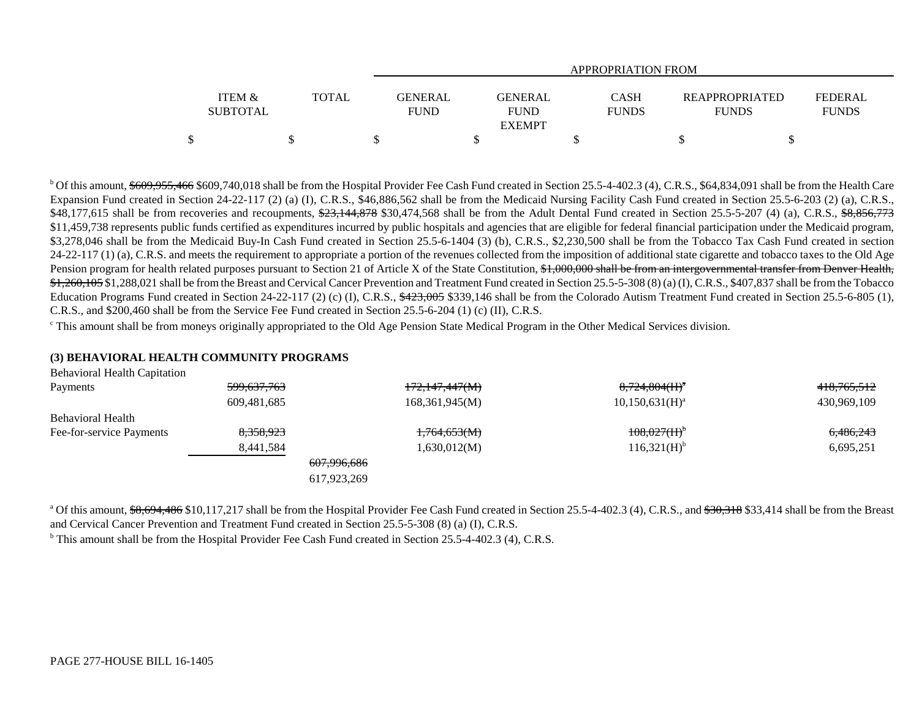| | ITEM & SUBTOTAL | TOTAL | GENERAL FUND | GENERAL FUND EXEMPT | CASH FUNDS | REAPPROPRIATED FUNDS | FEDERAL FUNDS |
|---|---|---|---|---|---|---|---|
| | | | APPROPRIATION FROM | | | | |
| | $ | $ | $ | $ | $ | $ | $ |

[b] Of this amount, ~~$609,955,466~~ $609,740,018 shall be from the Hospital Provider Fee Cash Fund created in Section 25.5-4-402.3 (4), C.R.S., $64,834,091 shall be from the Health Care Expansion Fund created in Section 24-22-117 (2) (a) (I), C.R.S., $46,886,562 shall be from the Medicaid Nursing Facility Cash Fund created in Section 25.5-6-203 (2) (a), C.R.S., $48,177,615 shall be from recoveries and recoupments, ~~$23,144,878~~ $30,474,568 shall be from the Adult Dental Fund created in Section 25.5-5-207 (4) (a), C.R.S., ~~$8,856,773~~ $11,459,738 represents public funds certified as expenditures incurred by public hospitals and agencies that are eligible for federal financial participation under the Medicaid program, $3,278,046 shall be from the Medicaid Buy-In Cash Fund created in Section 25.5-6-1404 (3) (b), C.R.S., $2,230,500 shall be from the Tobacco Tax Cash Fund created in section 24-22-117 (1) (a), C.R.S. and meets the requirement to appropriate a portion of the revenues collected from the imposition of additional state cigarette and tobacco taxes to the Old Age Pension program for health related purposes pursuant to Section 21 of Article X of the State Constitution, ~~$1,000,000 shall be from an intergovernmental transfer from Denver Health, $1,260,105~~ $1,288,021 shall be from the Breast and Cervical Cancer Prevention and Treatment Fund created in Section 25.5-5-308 (8) (a) (I), C.R.S., $407,837 shall be from the Tobacco Education Programs Fund created in Section 24-22-117 (2) (c) (I), C.R.S., ~~$423,005~~ $339,146 shall be from the Colorado Autism Treatment Fund created in Section 25.5-6-805 (1), C.R.S., and $200,460 shall be from the Service Fee Fund created in Section 25.5-6-204 (1) (c) (II), C.R.S.

[c] This amount shall be from moneys originally appropriated to the Old Age Pension State Medical Program in the Other Medical Services division.

**(3) BEHAVIORAL HEALTH COMMUNITY PROGRAMS**

| | ITEM & SUBTOTAL | TOTAL | GENERAL FUND | GENERAL FUND EXEMPT | CASH FUNDS | REAPPROPRIATED FUNDS | FEDERAL FUNDS |
|---|---|---|---|---|---|---|---|
| Behavioral Health Capitation Payments | ~~599,637,763~~ | | ~~172,147,447(M)~~ | | ~~8,724,804(H)[a]~~ | | ~~418,765,512~~ |
| | 609,481,685 | | 168,361,945(M) | | 10,150,631(H)[a] | | 430,969,109 |
| Behavioral Health Fee-for-service Payments | ~~8,358,923~~ | | ~~1,764,653(M)~~ | | ~~108,027(H)[b]~~ | | ~~6,486,243~~ |
| | 8,441,584 | | 1,630,012(M) | | 116,321(H)[b] | | 6,695,251 |
| | | ~~607,996,686~~ | | | | | |
| | | 617,923,269 | | | | | |

[a] Of this amount, ~~$8,694,486~~ $10,117,217 shall be from the Hospital Provider Fee Cash Fund created in Section 25.5-4-402.3 (4), C.R.S., and ~~$30,318~~ $33,414 shall be from the Breast and Cervical Cancer Prevention and Treatment Fund created in Section 25.5-5-308 (8) (a) (I), C.R.S.

[b] This amount shall be from the Hospital Provider Fee Cash Fund created in Section 25.5-4-402.3 (4), C.R.S.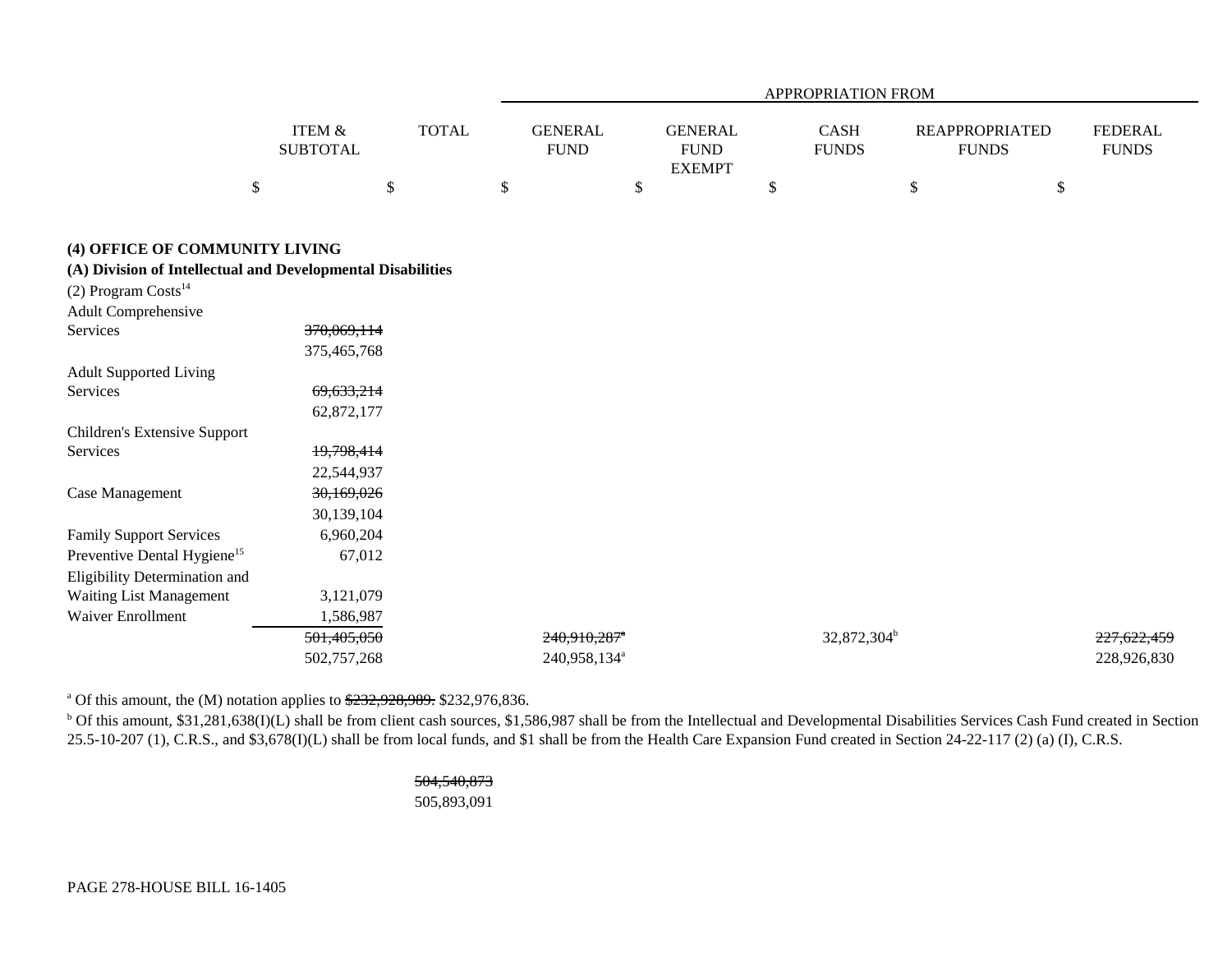| | ITEM & SUBTOTAL | TOTAL | APPROPRIATION FROM GENERAL FUND | GENERAL FUND EXEMPT | CASH FUNDS | REAPPROPRIATED FUNDS | FEDERAL FUNDS |
|---|---|---|---|---|---|---|---|
| | $ | $ | $ | $ | $ | $ | $ |
| **(4) OFFICE OF COMMUNITY LIVING** | | | | | | | |
| **(A) Division of Intellectual and Developmental Disabilities** | | | | | | | |
| (2) Program Costs[14] | | | | | | | |
| Adult Comprehensive Services | ~~370,069,114~~ 375,465,768 | | | | | | |
| Adult Supported Living Services | ~~69,633,214~~ 62,872,177 | | | | | | |
| Children's Extensive Support Services | ~~19,798,414~~ 22,544,937 | | | | | | |
| Case Management | ~~30,169,026~~ 30,139,104 | | | | | | |
| Family Support Services | 6,960,204 | | | | | | |
| Preventive Dental Hygiene[15] | 67,012 | | | | | | |
| Eligibility Determination and Waiting List Management | 3,121,079 | | | | | | |
| Waiver Enrollment | 1,586,987 | | | | | | |
| | ~~501,405,050~~ 502,757,268 | | ~~240,910,287~~[a] 240,958,134[a] | | 32,872,304[b] | | ~~227,622,459~~ 228,926,830 |

[a] Of this amount, the (M) notation applies to ~~$232,928,989.~~ $232,976,836.

[b] Of this amount, $31,281,638(I)(L) shall be from client cash sources, $1,586,987 shall be from the Intellectual and Developmental Disabilities Services Cash Fund created in Section 25.5-10-207 (1), C.R.S., and $3,678(I)(L) shall be from local funds, and $1 shall be from the Health Care Expansion Fund created in Section 24-22-117 (2) (a) (I), C.R.S.

| | ITEM & SUBTOTAL | TOTAL | GENERAL FUND | GENERAL FUND EXEMPT | CASH FUNDS | REAPPROPRIATED FUNDS | FEDERAL FUNDS |
|---|---|---|---|---|---|---|---|
| | | ~~504,540,873~~ 505,893,091 | | | | | |

PAGE 278-HOUSE BILL 16-1405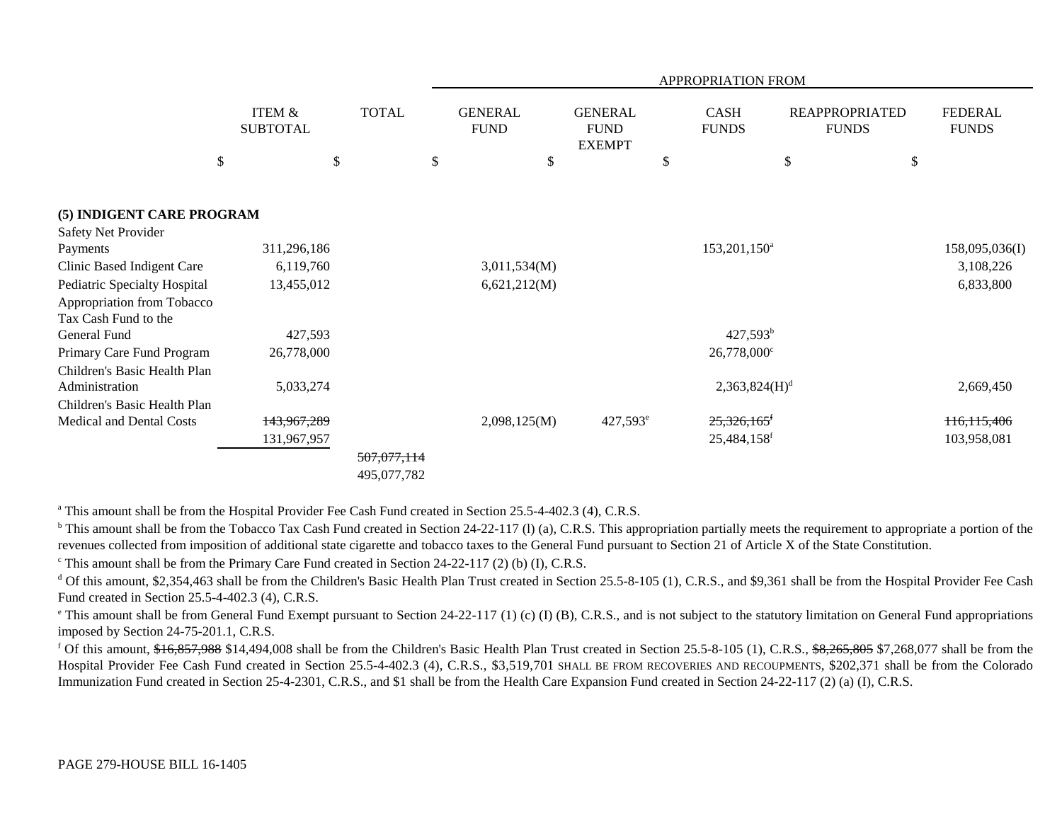| | ITEM & SUBTOTAL | TOTAL | APPROPRIATION FROM GENERAL FUND | GENERAL FUND EXEMPT | CASH FUNDS | REAPPROPRIATED FUNDS | FEDERAL FUNDS |
|---|---|---|---|---|---|---|---|
| | $ | $ | $ | $ | $ | $ | $ |
| **(5) INDIGENT CARE PROGRAM** | | | | | | | |
| Safety Net Provider Payments | 311,296,186 | | | | 153,201,150[a] | | 158,095,036(I) |
| Clinic Based Indigent Care | 6,119,760 | | 3,011,534(M) | | | | 3,108,226 |
| Pediatric Specialty Hospital | 13,455,012 | | 6,621,212(M) | | | | 6,833,800 |
| Appropriation from Tobacco Tax Cash Fund to the General Fund | 427,593 | | | | 427,593[b] | | |
| Primary Care Fund Program | 26,778,000 | | | | 26,778,000[c] | | |
| Children's Basic Health Plan Administration | 5,033,274 | | | | 2,363,824(H)[d] | | 2,669,450 |
| Children's Basic Health Plan Medical and Dental Costs | ~~143,967,289~~ 131,967,957 | | 2,098,125(M) | 427,593[e] | ~~25,326,165~~[f] 25,484,158[f] | | ~~116,115,406~~ 103,958,081 |
| | | ~~507,077,114~~ 495,077,782 | | | | | |

[a] This amount shall be from the Hospital Provider Fee Cash Fund created in Section 25.5-4-402.3 (4), C.R.S.

[b] This amount shall be from the Tobacco Tax Cash Fund created in Section 24-22-117 (l) (a), C.R.S. This appropriation partially meets the requirement to appropriate a portion of the revenues collected from imposition of additional state cigarette and tobacco taxes to the General Fund pursuant to Section 21 of Article X of the State Constitution.

[c] This amount shall be from the Primary Care Fund created in Section 24-22-117 (2) (b) (I), C.R.S.

[d] Of this amount, $2,354,463 shall be from the Children's Basic Health Plan Trust created in Section 25.5-8-105 (1), C.R.S., and $9,361 shall be from the Hospital Provider Fee Cash Fund created in Section 25.5-4-402.3 (4), C.R.S.

[e] This amount shall be from General Fund Exempt pursuant to Section 24-22-117 (1) (c) (I) (B), C.R.S., and is not subject to the statutory limitation on General Fund appropriations imposed by Section 24-75-201.1, C.R.S.

[f] Of this amount, ~~$16,857,988~~ $14,494,008 shall be from the Children's Basic Health Plan Trust created in Section 25.5-8-105 (1), C.R.S., ~~$8,265,805~~ $7,268,077 shall be from the Hospital Provider Fee Cash Fund created in Section 25.5-4-402.3 (4), C.R.S., $3,519,701 SHALL BE FROM RECOVERIES AND RECOUPMENTS, $202,371 shall be from the Colorado Immunization Fund created in Section 25-4-2301, C.R.S., and $1 shall be from the Health Care Expansion Fund created in Section 24-22-117 (2) (a) (I), C.R.S.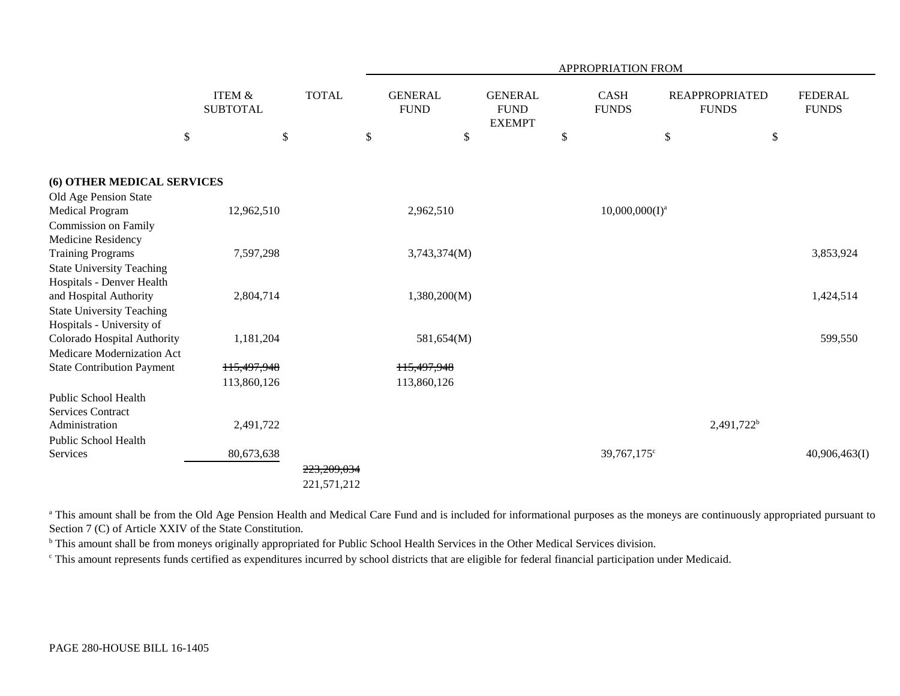| | ITEM & SUBTOTAL | TOTAL | APPROPRIATION FROM GENERAL FUND | GENERAL FUND EXEMPT | CASH FUNDS | REAPPROPRIATED FUNDS | FEDERAL FUNDS |
|---|---|---|---|---|---|---|---|
| | $ | $ | $ | $ | $ | $ | $ |
| **(6) OTHER MEDICAL SERVICES** | | | | | | | |
| Old Age Pension State Medical Program | 12,962,510 | | 2,962,510 | | 10,000,000(I)[a] | | |
| Commission on Family Medicine Residency Training Programs | 7,597,298 | | 3,743,374(M) | | | | 3,853,924 |
| State University Teaching Hospitals - Denver Health and Hospital Authority | 2,804,714 | | 1,380,200(M) | | | | 1,424,514 |
| State University Teaching Hospitals - University of Colorado Hospital Authority | 1,181,204 | | 581,654(M) | | | | 599,550 |
| Medicare Modernization Act State Contribution Payment | ~~115,497,948~~ 113,860,126 | | ~~115,497,948~~ 113,860,126 | | | | |
| Public School Health Services Contract Administration | 2,491,722 | | | | | 2,491,722[b] | |
| Public School Health Services | 80,673,638 | | | | 39,767,175[c] | | 40,906,463(I) |
| | | ~~223,209,034~~ 221,571,212 | | | | | |

[a] This amount shall be from the Old Age Pension Health and Medical Care Fund and is included for informational purposes as the moneys are continuously appropriated pursuant to Section 7 (C) of Article XXIV of the State Constitution.

[b] This amount shall be from moneys originally appropriated for Public School Health Services in the Other Medical Services division.

[c] This amount represents funds certified as expenditures incurred by school districts that are eligible for federal financial participation under Medicaid.

PAGE 280-HOUSE BILL 16-1405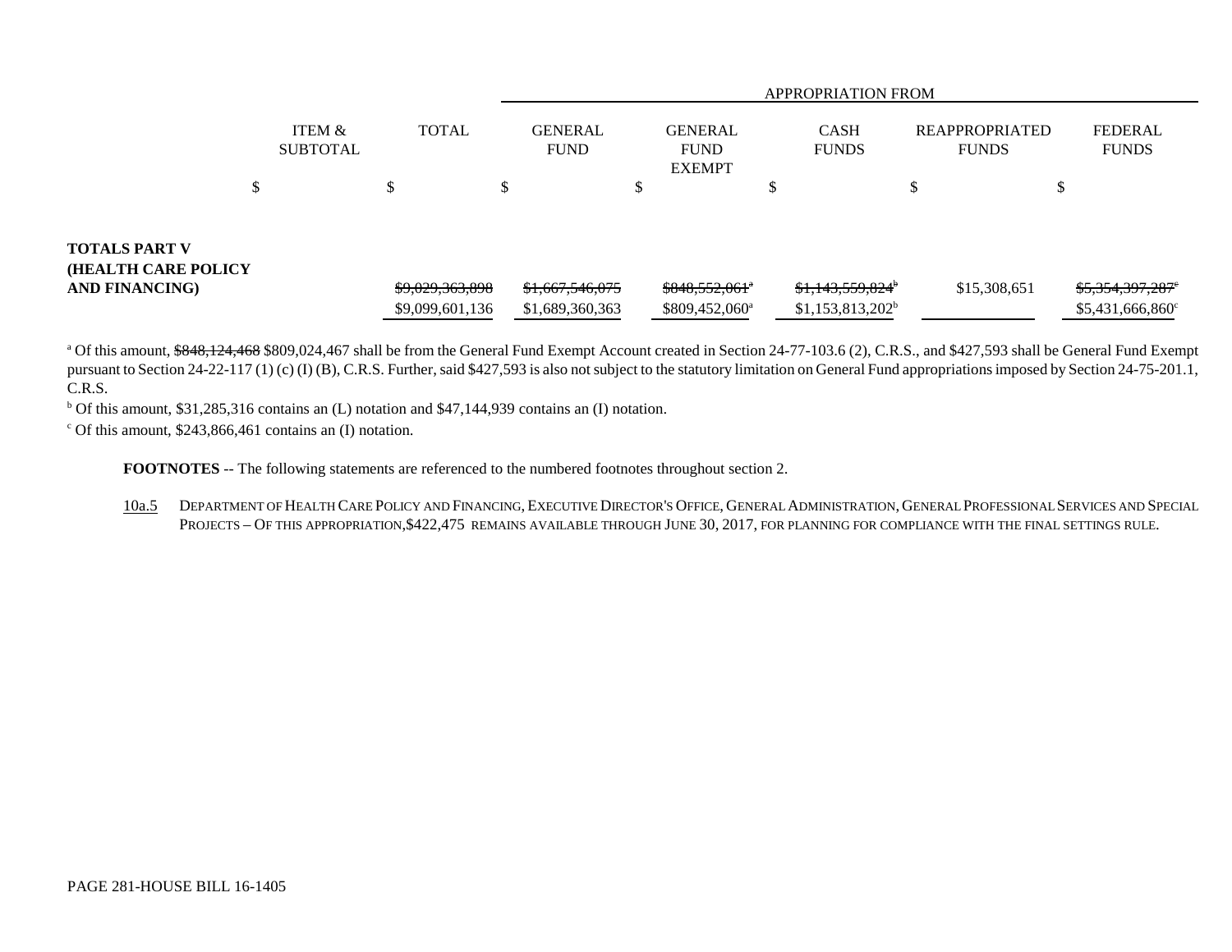| | ITEM & SUBTOTAL | TOTAL | APPROPRIATION FROM GENERAL FUND | GENERAL FUND EXEMPT | CASH FUNDS | REAPPROPRIATED FUNDS | FEDERAL FUNDS |
|---|---|---|---|---|---|---|---|
| | $ | $ | $ | $ | $ | $ | $ |
| **TOTALS PART V (HEALTH CARE POLICY AND FINANCING)** | | ~~$9,029,363,898~~ | ~~$1,667,546,075~~ | ~~$848,552,061~~[a] | ~~$1,143,559,824~~[b] | $15,308,651 | ~~$5,354,397,287~~[c] |
| | | $9,099,601,136 | $1,689,360,363 | $809,452,060[a] | $1,153,813,202[b] | | $5,431,666,860[c] |

[a] Of this amount, ~~$848,124,468~~ $809,024,467 shall be from the General Fund Exempt Account created in Section 24-77-103.6 (2), C.R.S., and $427,593 shall be General Fund Exempt pursuant to Section 24-22-117 (1) (c) (I) (B), C.R.S. Further, said $427,593 is also not subject to the statutory limitation on General Fund appropriations imposed by Section 24-75-201.1, C.R.S.

[b] Of this amount, $31,285,316 contains an (L) notation and $47,144,939 contains an (I) notation.

[c] Of this amount, $243,866,461 contains an (I) notation.

**FOOTNOTES** -- The following statements are referenced to the numbered footnotes throughout section 2.

10a.5 DEPARTMENT OF HEALTH CARE POLICY AND FINANCING, EXECUTIVE DIRECTOR'S OFFICE, GENERAL ADMINISTRATION, GENERAL PROFESSIONAL SERVICES AND SPECIAL PROJECTS – OF THIS APPROPRIATION, $422,475 REMAINS AVAILABLE THROUGH JUNE 30, 2017, FOR PLANNING FOR COMPLIANCE WITH THE FINAL SETTINGS RULE.